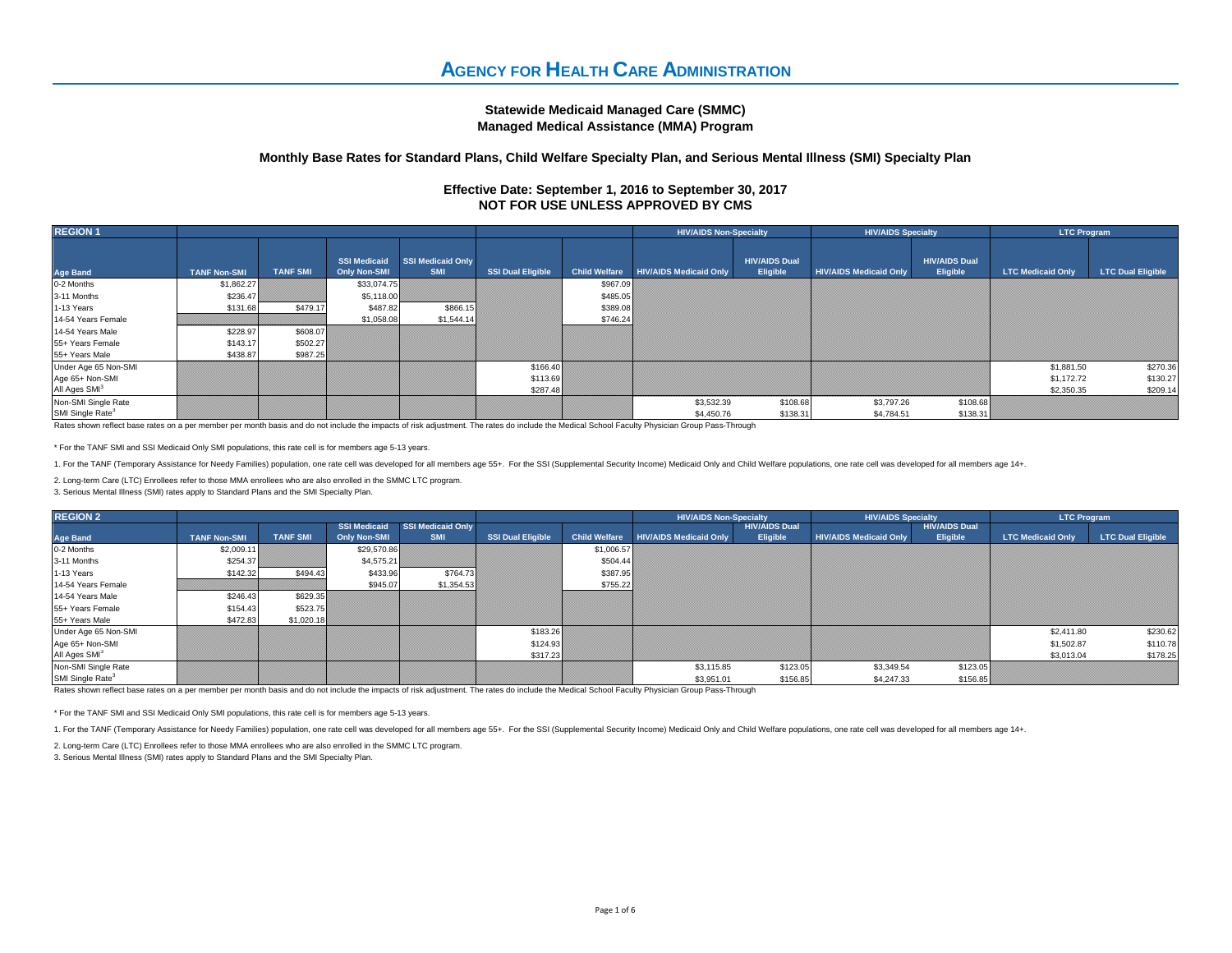# AGENCY FOR HEALTH CARE ADMINISTRATION

**Statewide Medicaid Managed Care (SMMC)**
**Managed Medical Assistance (MMA) Program**

**Monthly Base Rates for Standard Plans, Child Welfare Specialty Plan, and Serious Mental Illness (SMI) Specialty Plan**

**Effective Date: September 1, 2016 to September 30, 2017**
**NOT FOR USE UNLESS APPROVED BY CMS**

| REGION 1 | | | | | | | HIV/AIDS Non-Specialty | | HIV/AIDS Specialty | | LTC Program | |
|---|---|---|---|---|---|---|---|---|---|---|---|---|
| Age Band | TANF Non-SMI | TANF SMI | SSI Medicaid Only Non-SMI | SSI Medicaid Only SMI | SSI Dual Eligible | Child Welfare | HIV/AIDS Medicaid Only | HIV/AIDS Dual Eligible | HIV/AIDS Medicaid Only | HIV/AIDS Dual Eligible | LTC Medicaid Only | LTC Dual Eligible |
| 0-2 Months | $1,862.27 | | $33,074.75 | | | $967.09 | | | | | | |
| 3-11 Months | $236.47 | | $5,118.00 | | | $485.05 | | | | | | |
| 1-13 Years | $131.68 | $479.17 | $487.82 | $866.15 | | $389.08 | | | | | | |
| 14-54 Years Female | | | $1,058.08 | $1,544.14 | | $746.24 | | | | | | |
| 14-54 Years Male | $228.97 | $608.07 | | | | | | | | | | |
| 55+ Years Female | $143.17 | $502.27 | | | | | | | | | | |
| 55+ Years Male | $438.87 | $987.25 | | | | | | | | | | |
| Under Age 65 Non-SMI | | | | | $166.40 | | | | | | $1,881.50 | $270.36 |
| Age 65+ Non-SMI | | | | | $113.69 | | | | | | $1,172.72 | $130.27 |
| All Ages SMI[3] | | | | | $287.48 | | | | | | $2,350.35 | $209.14 |
| Non-SMI Single Rate | | | | | | | $3,532.39 | $108.68 | $3,797.26 | $108.68 | | |
| SMI Single Rate[3] | | | | | | | $4,450.76 | $138.31 | $4,784.51 | $138.31 | | |

Rates shown reflect base rates on a per member per month basis and do not include the impacts of risk adjustment. The rates do include the Medical School Faculty Physician Group Pass-Through

* For the TANF SMI and SSI Medicaid Only SMI populations, this rate cell is for members age 5-13 years.

1. For the TANF (Temporary Assistance for Needy Families) population, one rate cell was developed for all members age 55+. For the SSI (Supplemental Security Income) Medicaid Only and Child Welfare populations, one rate cell was developed for all members age 14+.

2. Long-term Care (LTC) Enrollees refer to those MMA enrollees who are also enrolled in the SMMC LTC program.

3. Serious Mental Illness (SMI) rates apply to Standard Plans and the SMI Specialty Plan.

| REGION 2 | | | | | | | HIV/AIDS Non-Specialty | | HIV/AIDS Specialty | | LTC Program | |
|---|---|---|---|---|---|---|---|---|---|---|---|---|
| Age Band | TANF Non-SMI | TANF SMI | SSI Medicaid Only Non-SMI | SSI Medicaid Only SMI | SSI Dual Eligible | Child Welfare | HIV/AIDS Medicaid Only | HIV/AIDS Dual Eligible | HIV/AIDS Medicaid Only | HIV/AIDS Dual Eligible | LTC Medicaid Only | LTC Dual Eligible |
| 0-2 Months | $2,009.11 | | $29,570.86 | | | $1,006.57 | | | | | | |
| 3-11 Months | $254.37 | | $4,575.21 | | | $504.44 | | | | | | |
| 1-13 Years | $142.32 | $494.43 | $433.96 | $764.73 | | $387.95 | | | | | | |
| 14-54 Years Female | | | $945.07 | $1,354.53 | | $755.22 | | | | | | |
| 14-54 Years Male | $246.43 | $629.35 | | | | | | | | | | |
| 55+ Years Female | $154.43 | $523.75 | | | | | | | | | | |
| 55+ Years Male | $472.83 | $1,020.18 | | | | | | | | | | |
| Under Age 65 Non-SMI | | | | | $183.26 | | | | | | $2,411.80 | $230.62 |
| Age 65+ Non-SMI | | | | | $124.93 | | | | | | $1,502.87 | $110.78 |
| All Ages SMI[3] | | | | | $317.23 | | | | | | $3,013.04 | $178.25 |
| Non-SMI Single Rate | | | | | | | $3,115.85 | $123.05 | $3,349.54 | $123.05 | | |
| SMI Single Rate[3] | | | | | | | $3,951.01 | $156.85 | $4,247.33 | $156.85 | | |

Rates shown reflect base rates on a per member per month basis and do not include the impacts of risk adjustment. The rates do include the Medical School Faculty Physician Group Pass-Through

* For the TANF SMI and SSI Medicaid Only SMI populations, this rate cell is for members age 5-13 years.

1. For the TANF (Temporary Assistance for Needy Families) population, one rate cell was developed for all members age 55+. For the SSI (Supplemental Security Income) Medicaid Only and Child Welfare populations, one rate cell was developed for all members age 14+.

2. Long-term Care (LTC) Enrollees refer to those MMA enrollees who are also enrolled in the SMMC LTC program.

3. Serious Mental Illness (SMI) rates apply to Standard Plans and the SMI Specialty Plan.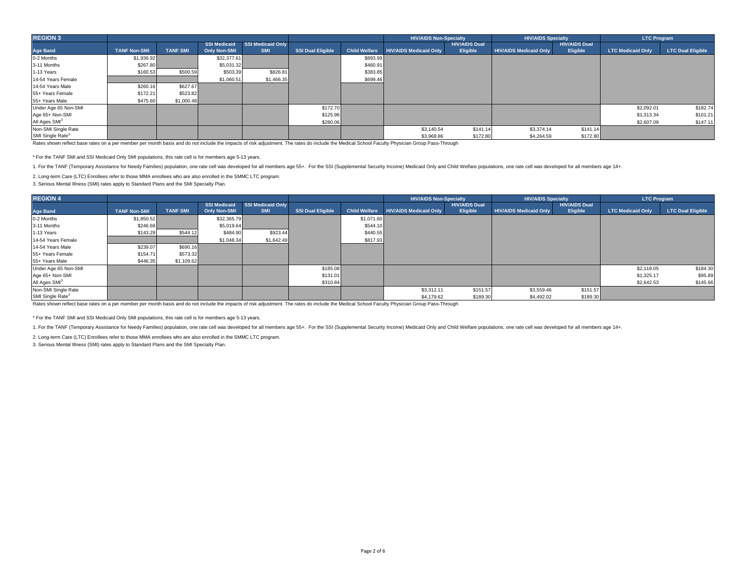| REGION 3 | | | | | | | HIV/AIDS Non-Specialty | | HIV/AIDS Specialty | | LTC Program | |
|---|---|---|---|---|---|---|---|---|---|---|---|---|
| Age Band | TANF Non-SMI | TANF SMI | SSI Medicaid Only Non-SMI | SSI Medicaid Only SMI | SSI Dual Eligible | Child Welfare | HIV/AIDS Medicaid Only | HIV/AIDS Dual Eligible | HIV/AIDS Medicaid Only | HIV/AIDS Dual Eligible | LTC Medicaid Only | LTC Dual Eligible |
| 0-2 Months | $1,936.92 | | $32,377.61 | | | $893.99 | | | | | | |
| 3-11 Months | $267.80 | | $5,031.32 | | | $460.91 | | | | | | |
| 1-13 Years | $160.53 | $500.59 | $503.39 | $826.81 | | $383.85 | | | | | | |
| 14-54 Years Female | | | $1,060.51 | $1,466.35 | | $699.46 | | | | | | |
| 14-54 Years Male | $260.16 | $627.67 | | | | | | | | | | |
| 55+ Years Female | $172.21 | $523.82 | | | | | | | | | | |
| 55+ Years Male | $475.60 | $1,000.48 | | | | | | | | | | |
| Under Age 65 Non-SMI | | | | | $172.70 | | | | | | $2,092.01 | $182.74 |
| Age 65+ Non-SMI | | | | | $125.96 | | | | | | | |
| All Ages SMI[3] | | | | | $280.06 | | | | | | $2,607.09 | $147.11 |
| Non-SMI Single Rate | | | | | | | $3,140.54 | $141.14 | $3,374.14 | $141.14 | | |
| SMI Single Rate[3] | | | | | | | $3,968.86 | $172.80 | $4,264.59 | $172.80 | | |

Rates shown reflect base rates on a per member per month basis and do not include the impacts of risk adjustment. The rates do include the Medical School Faculty Physician Group Pass-Through

* For the TANF SMI and SSI Medicaid Only SMI populations, this rate cell is for members age 5-13 years.

1. For the TANF (Temporary Assistance for Needy Families) population, one rate cell was developed for all members age 55+. For the SSI (Supplemental Security Income) Medicaid Only and Child Welfare populations, one rate cell was developed for all members age 14+.

2. Long-term Care (LTC) Enrollees refer to those MMA enrollees who are also enrolled in the SMMC LTC program.

3. Serious Mental Illness (SMI) rates apply to Standard Plans and the SMI Specialty Plan.

| REGION 4 | | | | | | | HIV/AIDS Non-Specialty | | HIV/AIDS Specialty | | LTC Program | |
|---|---|---|---|---|---|---|---|---|---|---|---|---|
| Age Band | TANF Non-SMI | TANF SMI | SSI Medicaid Only Non-SMI | SSI Medicaid Only SMI | SSI Dual Eligible | Child Welfare | HIV/AIDS Medicaid Only | HIV/AIDS Dual Eligible | HIV/AIDS Medicaid Only | HIV/AIDS Dual Eligible | LTC Medicaid Only | LTC Dual Eligible |
| 0-2 Months | $1,850.52 | | $32,365.79 | | | $1,071.60 | | | | | | |
| 3-11 Months | $246.68 | | $5,019.64 | | | $544.10 | | | | | | |
| 1-13 Years | $143.29 | $544.12 | $484.90 | $923.44 | | $440.55 | | | | | | |
| 14-54 Years Female | | | $1,048.34 | $1,642.49 | | $817.93 | | | | | | |
| 14-54 Years Male | $239.07 | $690.16 | | | | | | | | | | |
| 55+ Years Female | $154.71 | $573.32 | | | | | | | | | | |
| 55+ Years Male | $446.35 | $1,109.62 | | | | | | | | | | |
| Under Age 65 Non-SMI | | | | | $185.08 | | | | | | $2,118.05 | $184.30 |
| Age 65+ Non-SMI | | | | | $131.01 | | | | | | $1,325.17 | $95.89 |
| All Ages SMI[3] | | | | | $310.84 | | | | | | $2,642.53 | $145.66 |
| Non-SMI Single Rate | | | | | | | $3,312.11 | $151.57 | $3,559.46 | $151.57 | | |
| SMI Single Rate[3] | | | | | | | $4,179.62 | $189.30 | $4,492.02 | $189.30 | | |

Rates shown reflect base rates on a per member per month basis and do not include the impacts of risk adjustment. The rates do include the Medical School Faculty Physician Group Pass-Through

* For the TANF SMI and SSI Medicaid Only SMI populations, this rate cell is for members age 5-13 years.

1. For the TANF (Temporary Assistance for Needy Families) population, one rate cell was developed for all members age 55+. For the SSI (Supplemental Security Income) Medicaid Only and Child Welfare populations, one rate cell was developed for all members age 14+.

2. Long-term Care (LTC) Enrollees refer to those MMA enrollees who are also enrolled in the SMMC LTC program.

3. Serious Mental Illness (SMI) rates apply to Standard Plans and the SMI Specialty Plan.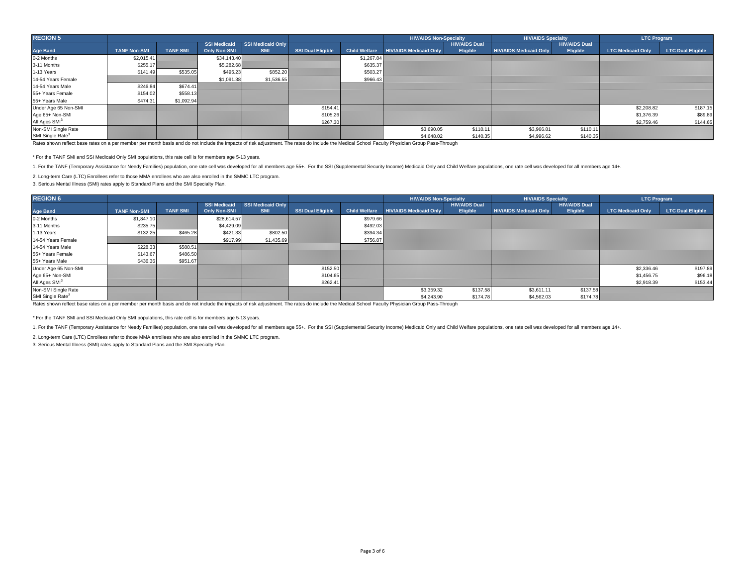| REGION 5 | | | | | | | HIV/AIDS Non-Specialty | | HIV/AIDS Specialty | | LTC Program | |
|---|---|---|---|---|---|---|---|---|---|---|---|---|
| Age Band | TANF Non-SMI | TANF SMI | SSI Medicaid Only Non-SMI | SSI Medicaid Only SMI | SSI Dual Eligible | Child Welfare | HIV/AIDS Medicaid Only | HIV/AIDS Dual Eligible | HIV/AIDS Medicaid Only | HIV/AIDS Dual Eligible | LTC Medicaid Only | LTC Dual Eligible |
| 0-2 Months | $2,015.41 | | $34,143.40 | | | $1,267.84 | | | | | | |
| 3-11 Months | $255.17 | | $5,282.68 | | | $635.37 | | | | | | |
| 1-13 Years | $141.49 | $535.05 | $495.23 | $852.20 | | $503.27 | | | | | | |
| 14-54 Years Female | | | $1,091.38 | $1,536.55 | | $966.43 | | | | | | |
| 14-54 Years Male | $246.84 | $674.41 | | | | | | | | | | |
| 55+ Years Female | $154.02 | $558.13 | | | | | | | | | | |
| 55+ Years Male | $474.31 | $1,092.94 | | | | | | | | | | |
| Under Age 65 Non-SMI | | | | | $154.41 | | | | | | $2,208.82 | $187.15 |
| Age 65+ Non-SMI | | | | | $105.26 | | | | | | $1,376.39 | $89.89 |
| All Ages SMI[3] | | | | | $267.30 | | | | | | $2,759.46 | $144.65 |
| Non-SMI Single Rate | | | | | | | $3,690.05 | $110.11 | $3,966.81 | $110.11 | | |
| SMI Single Rate[3] | | | | | | | $4,648.02 | $140.35 | $4,996.62 | $140.35 | | |

Rates shown reflect base rates on a per member per month basis and do not include the impacts of risk adjustment. The rates do include the Medical School Faculty Physician Group Pass-Through

* For the TANF SMI and SSI Medicaid Only SMI populations, this rate cell is for members age 5-13 years.

1. For the TANF (Temporary Assistance for Needy Families) population, one rate cell was developed for all members age 55+. For the SSI (Supplemental Security Income) Medicaid Only and Child Welfare populations, one rate cell was developed for all members age 14+.

2. Long-term Care (LTC) Enrollees refer to those MMA enrollees who are also enrolled in the SMMC LTC program.

3. Serious Mental Illness (SMI) rates apply to Standard Plans and the SMI Specialty Plan.

| REGION 6 | | | | | | | HIV/AIDS Non-Specialty | | HIV/AIDS Specialty | | LTC Program | |
|---|---|---|---|---|---|---|---|---|---|---|---|---|
| Age Band | TANF Non-SMI | TANF SMI | SSI Medicaid Only Non-SMI | SSI Medicaid Only SMI | SSI Dual Eligible | Child Welfare | HIV/AIDS Medicaid Only | HIV/AIDS Dual Eligible | HIV/AIDS Medicaid Only | HIV/AIDS Dual Eligible | LTC Medicaid Only | LTC Dual Eligible |
| 0-2 Months | $1,847.10 | | $28,614.57 | | | $979.66 | | | | | | |
| 3-11 Months | $235.75 | | $4,429.09 | | | $492.03 | | | | | | |
| 1-13 Years | $132.25 | $465.28 | $421.33 | $802.50 | | $394.34 | | | | | | |
| 14-54 Years Female | | | $917.99 | $1,435.69 | | $756.87 | | | | | | |
| 14-54 Years Male | $228.33 | $588.51 | | | | | | | | | | |
| 55+ Years Female | $143.67 | $486.50 | | | | | | | | | | |
| 55+ Years Male | $436.36 | $951.67 | | | | | | | | | | |
| Under Age 65 Non-SMI | | | | | $152.50 | | | | | | $2,336.46 | $197.89 |
| Age 65+ Non-SMI | | | | | $104.65 | | | | | | $1,456.75 | $96.18 |
| All Ages SMI[3] | | | | | $262.41 | | | | | | $2,918.39 | $153.44 |
| Non-SMI Single Rate | | | | | | | $3,359.32 | $137.58 | $3,611.11 | $137.58 | | |
| SMI Single Rate[3] | | | | | | | $4,243.90 | $174.78 | $4,562.03 | $174.78 | | |

Rates shown reflect base rates on a per member per month basis and do not include the impacts of risk adjustment. The rates do include the Medical School Faculty Physician Group Pass-Through

* For the TANF SMI and SSI Medicaid Only SMI populations, this rate cell is for members age 5-13 years.

1. For the TANF (Temporary Assistance for Needy Families) population, one rate cell was developed for all members age 55+. For the SSI (Supplemental Security Income) Medicaid Only and Child Welfare populations, one rate cell was developed for all members age 14+.

2. Long-term Care (LTC) Enrollees refer to those MMA enrollees who are also enrolled in the SMMC LTC program.

3. Serious Mental Illness (SMI) rates apply to Standard Plans and the SMI Specialty Plan.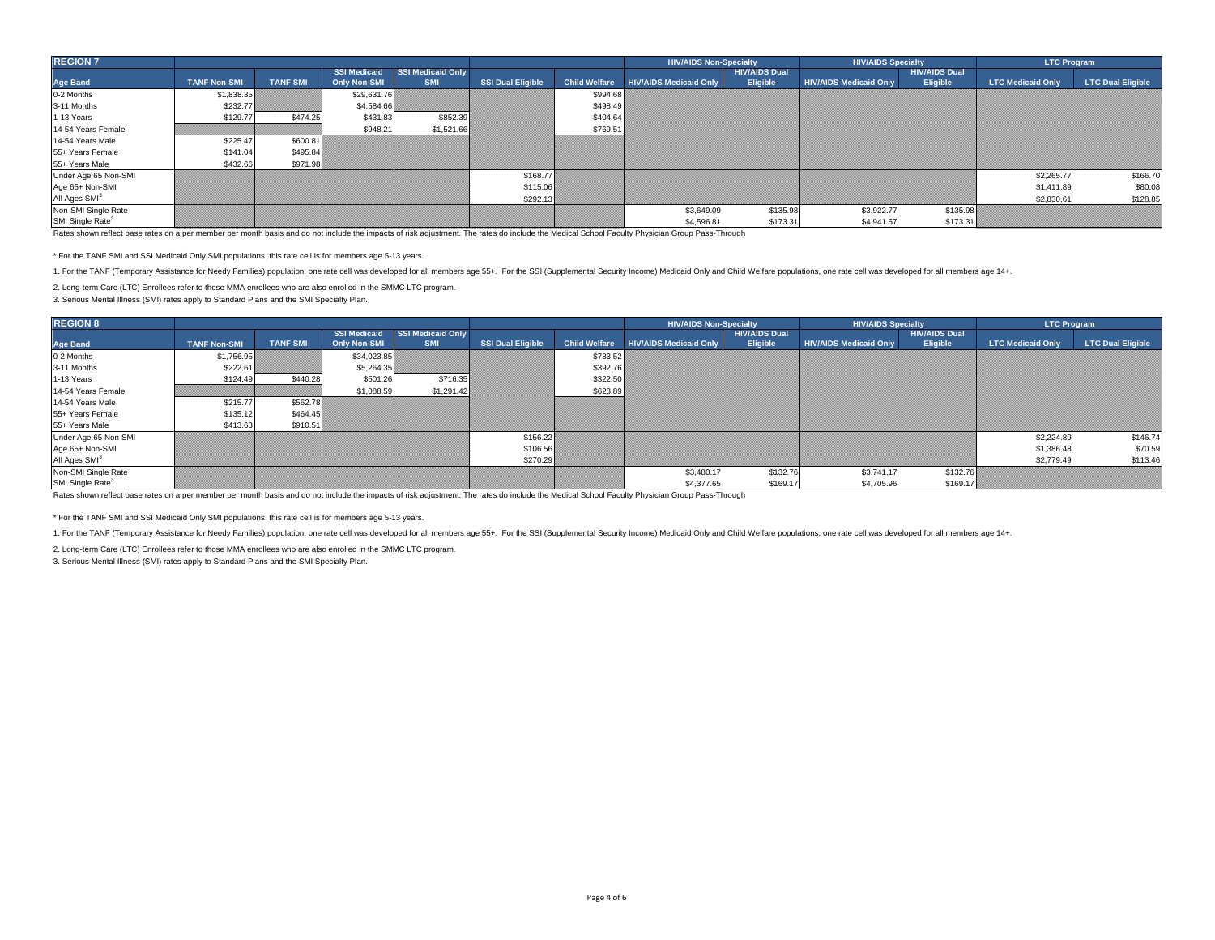| REGION 7 | | | | | | | HIV/AIDS Non-Specialty | | HIV/AIDS Specialty | | LTC Program | |
|---|---|---|---|---|---|---|---|---|---|---|---|---|
| Age Band | TANF Non-SMI | TANF SMI | SSI Medicaid Only Non-SMI | SSI Medicaid Only SMI | SSI Dual Eligible | Child Welfare | HIV/AIDS Medicaid Only | HIV/AIDS Dual Eligible | HIV/AIDS Medicaid Only | HIV/AIDS Dual Eligible | LTC Medicaid Only | LTC Dual Eligible |
| 0-2 Months | $1,838.35 | | $29,631.76 | | | $994.68 | | | | | | |
| 3-11 Months | $232.77 | | $4,584.66 | | | $498.49 | | | | | | |
| 1-13 Years | $129.77 | $474.25 | $431.83 | $852.39 | | $404.64 | | | | | | |
| 14-54 Years Female | | | $948.21 | $1,521.66 | | $769.51 | | | | | | |
| 14-54 Years Male | $225.47 | $600.81 | | | | | | | | | | |
| 55+ Years Female | $141.04 | $495.84 | | | | | | | | | | |
| 55+ Years Male | $432.66 | $971.98 | | | | | | | | | | |
| Under Age 65 Non-SMI | | | | | $168.77 | | | | | | $2,265.77 | $166.70 |
| Age 65+ Non-SMI | | | | | $115.06 | | | | | | $1,411.89 | $80.08 |
| All Ages SMI[3] | | | | | $292.13 | | | | | | $2,830.61 | $128.85 |
| Non-SMI Single Rate | | | | | | | $3,649.09 | $135.98 | $3,922.77 | $135.98 | | |
| SMI Single Rate[3] | | | | | | | $4,596.81 | $173.31 | $4,941.57 | $173.31 | | |

Rates shown reflect base rates on a per member per month basis and do not include the impacts of risk adjustment. The rates do include the Medical School Faculty Physician Group Pass-Through

* For the TANF SMI and SSI Medicaid Only SMI populations, this rate cell is for members age 5-13 years.

1. For the TANF (Temporary Assistance for Needy Families) population, one rate cell was developed for all members age 55+. For the SSI (Supplemental Security Income) Medicaid Only and Child Welfare populations, one rate cell was developed for all members age 14+.

2. Long-term Care (LTC) Enrollees refer to those MMA enrollees who are also enrolled in the SMMC LTC program.

3. Serious Mental Illness (SMI) rates apply to Standard Plans and the SMI Specialty Plan.

| REGION 8 | | | | | | | HIV/AIDS Non-Specialty | | HIV/AIDS Specialty | | LTC Program | |
|---|---|---|---|---|---|---|---|---|---|---|---|---|
| Age Band | TANF Non-SMI | TANF SMI | SSI Medicaid Only Non-SMI | SSI Medicaid Only SMI | SSI Dual Eligible | Child Welfare | HIV/AIDS Medicaid Only | HIV/AIDS Dual Eligible | HIV/AIDS Medicaid Only | HIV/AIDS Dual Eligible | LTC Medicaid Only | LTC Dual Eligible |
| 0-2 Months | $1,756.95 | | $34,023.85 | | | $783.52 | | | | | | |
| 3-11 Months | $222.61 | | $5,264.35 | | | $392.76 | | | | | | |
| 1-13 Years | $124.49 | $440.28 | $501.26 | $716.35 | | $322.50 | | | | | | |
| 14-54 Years Female | | | $1,088.59 | $1,291.42 | | $628.89 | | | | | | |
| 14-54 Years Male | $215.77 | $562.78 | | | | | | | | | | |
| 55+ Years Female | $135.12 | $464.45 | | | | | | | | | | |
| 55+ Years Male | $413.63 | $910.51 | | | | | | | | | | |
| Under Age 65 Non-SMI | | | | | $156.22 | | | | | | $2,224.89 | $146.74 |
| Age 65+ Non-SMI | | | | | $106.56 | | | | | | $1,386.48 | $70.59 |
| All Ages SMI[3] | | | | | $270.29 | | | | | | $2,779.49 | $113.46 |
| Non-SMI Single Rate | | | | | | | $3,480.17 | $132.76 | $3,741.17 | $132.76 | | |
| SMI Single Rate[3] | | | | | | | $4,377.65 | $169.17 | $4,705.96 | $169.17 | | |

Rates shown reflect base rates on a per member per month basis and do not include the impacts of risk adjustment. The rates do include the Medical School Faculty Physician Group Pass-Through

* For the TANF SMI and SSI Medicaid Only SMI populations, this rate cell is for members age 5-13 years.

1. For the TANF (Temporary Assistance for Needy Families) population, one rate cell was developed for all members age 55+. For the SSI (Supplemental Security Income) Medicaid Only and Child Welfare populations, one rate cell was developed for all members age 14+.

2. Long-term Care (LTC) Enrollees refer to those MMA enrollees who are also enrolled in the SMMC LTC program.

3. Serious Mental Illness (SMI) rates apply to Standard Plans and the SMI Specialty Plan.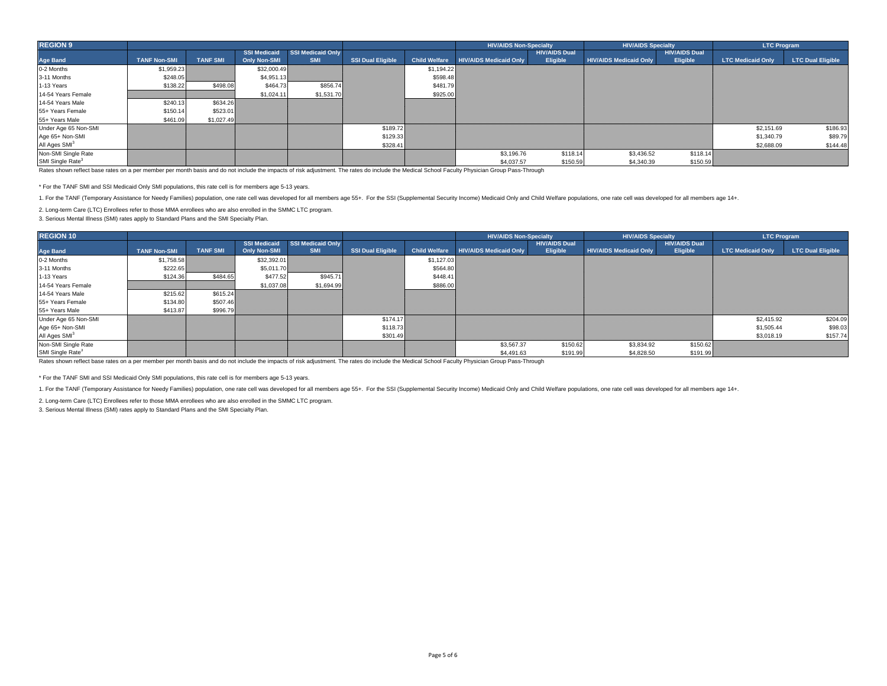| REGION 9 | | | | | | | HIV/AIDS Non-Specialty | | HIV/AIDS Specialty | | LTC Program | |
|---|---|---|---|---|---|---|---|---|---|---|---|---|
| Age Band | TANF Non-SMI | TANF SMI | SSI Medicaid Only Non-SMI | SSI Medicaid Only SMI | SSI Dual Eligible | Child Welfare | HIV/AIDS Medicaid Only | HIV/AIDS Dual Eligible | HIV/AIDS Medicaid Only | HIV/AIDS Dual Eligible | LTC Medicaid Only | LTC Dual Eligible |
| 0-2 Months | $1,959.23 | | $32,000.49 | | | $1,194.22 | | | | | | |
| 3-11 Months | $248.05 | | $4,951.13 | | | $598.48 | | | | | | |
| 1-13 Years | $138.22 | $498.08 | $464.73 | $856.74 | | $481.79 | | | | | | |
| 14-54 Years Female | | | $1,024.11 | $1,531.70 | | $925.00 | | | | | | |
| 14-54 Years Male | $240.13 | $634.26 | | | | | | | | | | |
| 55+ Years Female | $150.14 | $523.01 | | | | | | | | | | |
| 55+ Years Male | $461.09 | $1,027.49 | | | | | | | | | | |
| Under Age 65 Non-SMI | | | | | $189.72 | | | | | | $2,151.69 | $186.93 |
| Age 65+ Non-SMI | | | | | $129.33 | | | | | | $1,340.79 | $89.79 |
| All Ages SMI[3] | | | | | $328.41 | | | | | | $2,688.09 | $144.48 |
| Non-SMI Single Rate | | | | | | | $3,196.76 | $118.14 | $3,436.52 | $118.14 | | |
| SMI Single Rate[3] | | | | | | | $4,037.57 | $150.59 | $4,340.39 | $150.59 | | |

Rates shown reflect base rates on a per member per month basis and do not include the impacts of risk adjustment. The rates do include the Medical School Faculty Physician Group Pass-Through

* For the TANF SMI and SSI Medicaid Only SMI populations, this rate cell is for members age 5-13 years.

1. For the TANF (Temporary Assistance for Needy Families) population, one rate cell was developed for all members age 55+. For the SSI (Supplemental Security Income) Medicaid Only and Child Welfare populations, one rate cell was developed for all members age 14+.

2. Long-term Care (LTC) Enrollees refer to those MMA enrollees who are also enrolled in the SMMC LTC program.

3. Serious Mental Illness (SMI) rates apply to Standard Plans and the SMI Specialty Plan.

| REGION 10 | | | | | | | HIV/AIDS Non-Specialty | | HIV/AIDS Specialty | | LTC Program | |
|---|---|---|---|---|---|---|---|---|---|---|---|---|
| Age Band | TANF Non-SMI | TANF SMI | SSI Medicaid Only Non-SMI | SSI Medicaid Only SMI | SSI Dual Eligible | Child Welfare | HIV/AIDS Medicaid Only | HIV/AIDS Dual Eligible | HIV/AIDS Medicaid Only | HIV/AIDS Dual Eligible | LTC Medicaid Only | LTC Dual Eligible |
| 0-2 Months | $1,758.58 | | $32,392.01 | | | $1,127.03 | | | | | | |
| 3-11 Months | $222.65 | | $5,011.70 | | | $564.80 | | | | | | |
| 1-13 Years | $124.36 | $484.65 | $477.52 | $945.71 | | $448.41 | | | | | | |
| 14-54 Years Female | | | $1,037.08 | $1,694.99 | | $886.00 | | | | | | |
| 14-54 Years Male | $215.62 | $615.24 | | | | | | | | | | |
| 55+ Years Female | $134.80 | $507.46 | | | | | | | | | | |
| 55+ Years Male | $413.87 | $996.79 | | | | | | | | | | |
| Under Age 65 Non-SMI | | | | | $174.17 | | | | | | $2,415.92 | $204.09 |
| Age 65+ Non-SMI | | | | | $118.73 | | | | | | $1,505.44 | $98.03 |
| All Ages SMI[3] | | | | | $301.49 | | | | | | $3,018.19 | $157.74 |
| Non-SMI Single Rate | | | | | | | $3,567.37 | $150.62 | $3,834.92 | $150.62 | | |
| SMI Single Rate[3] | | | | | | | $4,491.63 | $191.99 | $4,828.50 | $191.99 | | |

Rates shown reflect base rates on a per member per month basis and do not include the impacts of risk adjustment. The rates do include the Medical School Faculty Physician Group Pass-Through

* For the TANF SMI and SSI Medicaid Only SMI populations, this rate cell is for members age 5-13 years.

1. For the TANF (Temporary Assistance for Needy Families) population, one rate cell was developed for all members age 55+. For the SSI (Supplemental Security Income) Medicaid Only and Child Welfare populations, one rate cell was developed for all members age 14+.

2. Long-term Care (LTC) Enrollees refer to those MMA enrollees who are also enrolled in the SMMC LTC program.

3. Serious Mental Illness (SMI) rates apply to Standard Plans and the SMI Specialty Plan.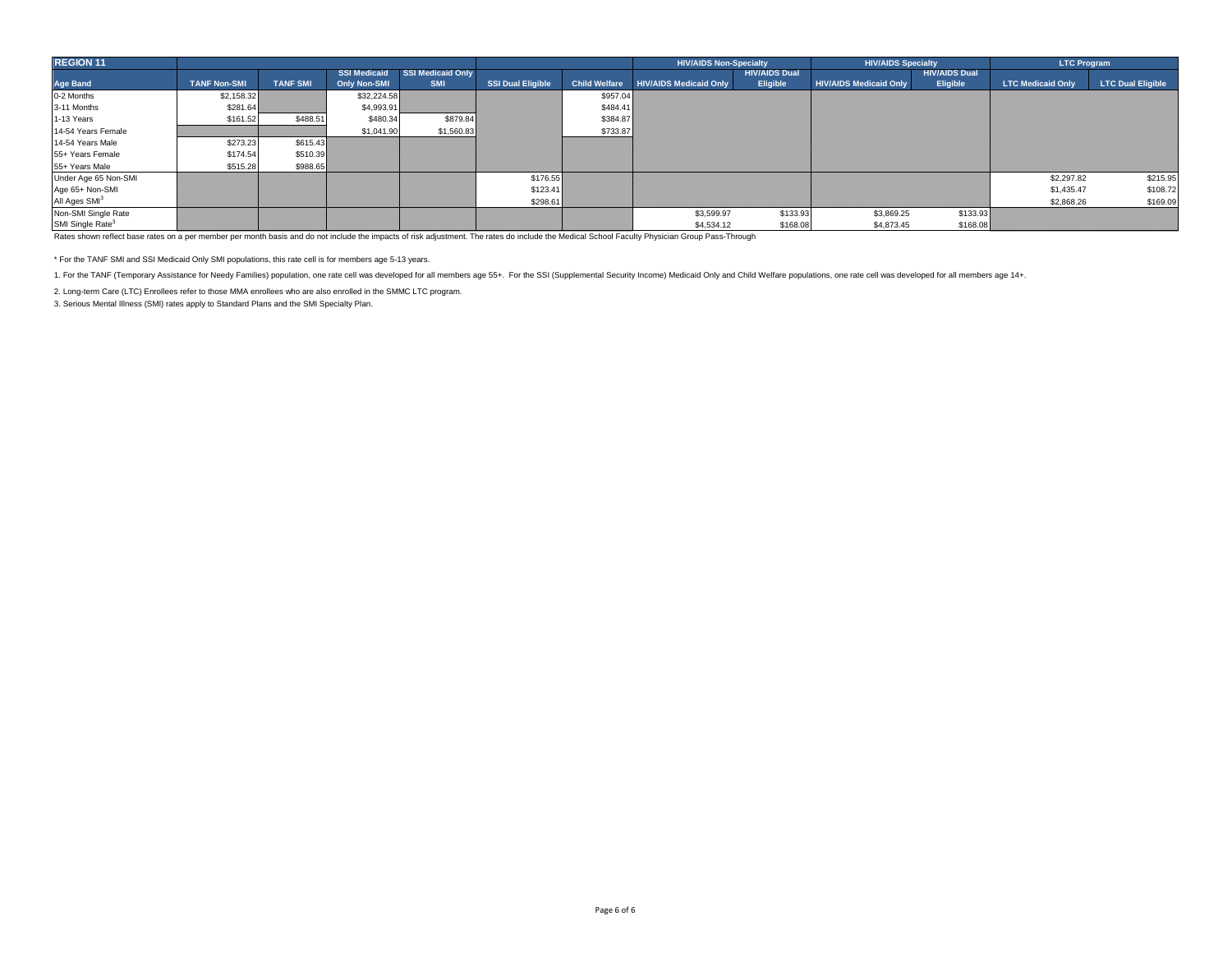| REGION 11 | | | | | | | HIV/AIDS Non-Specialty | | HIV/AIDS Specialty | | LTC Program | |
|---|---|---|---|---|---|---|---|---|---|---|---|---|
| Age Band | TANF Non-SMI | TANF SMI | SSI Medicaid Only Non-SMI | SSI Medicaid Only SMI | SSI Dual Eligible | Child Welfare | HIV/AIDS Medicaid Only | HIV/AIDS Dual Eligible | HIV/AIDS Medicaid Only | HIV/AIDS Dual Eligible | LTC Medicaid Only | LTC Dual Eligible |
| 0-2 Months | $2,158.32 | | $32,224.58 | | | $957.04 | | | | | | |
| 3-11 Months | $281.64 | | $4,993.91 | | | $484.41 | | | | | | |
| 1-13 Years | $161.52 | $488.51 | $480.34 | $879.84 | | $384.87 | | | | | | |
| 14-54 Years Female | | | $1,041.90 | $1,560.83 | | $733.87 | | | | | | |
| 14-54 Years Male | $273.23 | $615.43 | | | | | | | | | | |
| 55+ Years Female | $174.54 | $510.39 | | | | | | | | | | |
| 55+ Years Male | $515.28 | $988.65 | | | | | | | | | | |
| Under Age 65 Non-SMI | | | | | $176.55 | | | | | | $2,297.82 | $215.95 |
| Age 65+ Non-SMI | | | | | $123.41 | | | | | | $1,435.47 | $108.72 |
| All Ages SMI[3] | | | | | $298.61 | | | | | | $2,868.26 | $169.09 |
| Non-SMI Single Rate | | | | | | | $3,599.97 | $133.93 | $3,869.25 | $133.93 | | |
| SMI Single Rate[3] | | | | | | | $4,534.12 | $168.08 | $4,873.45 | $168.08 | | |

Rates shown reflect base rates on a per member per month basis and do not include the impacts of risk adjustment. The rates do include the Medical School Faculty Physician Group Pass-Through

* For the TANF SMI and SSI Medicaid Only SMI populations, this rate cell is for members age 5-13 years.

1. For the TANF (Temporary Assistance for Needy Families) population, one rate cell was developed for all members age 55+. For the SSI (Supplemental Security Income) Medicaid Only and Child Welfare populations, one rate cell was developed for all members age 14+.

2. Long-term Care (LTC) Enrollees refer to those MMA enrollees who are also enrolled in the SMMC LTC program.

3. Serious Mental Illness (SMI) rates apply to Standard Plans and the SMI Specialty Plan.